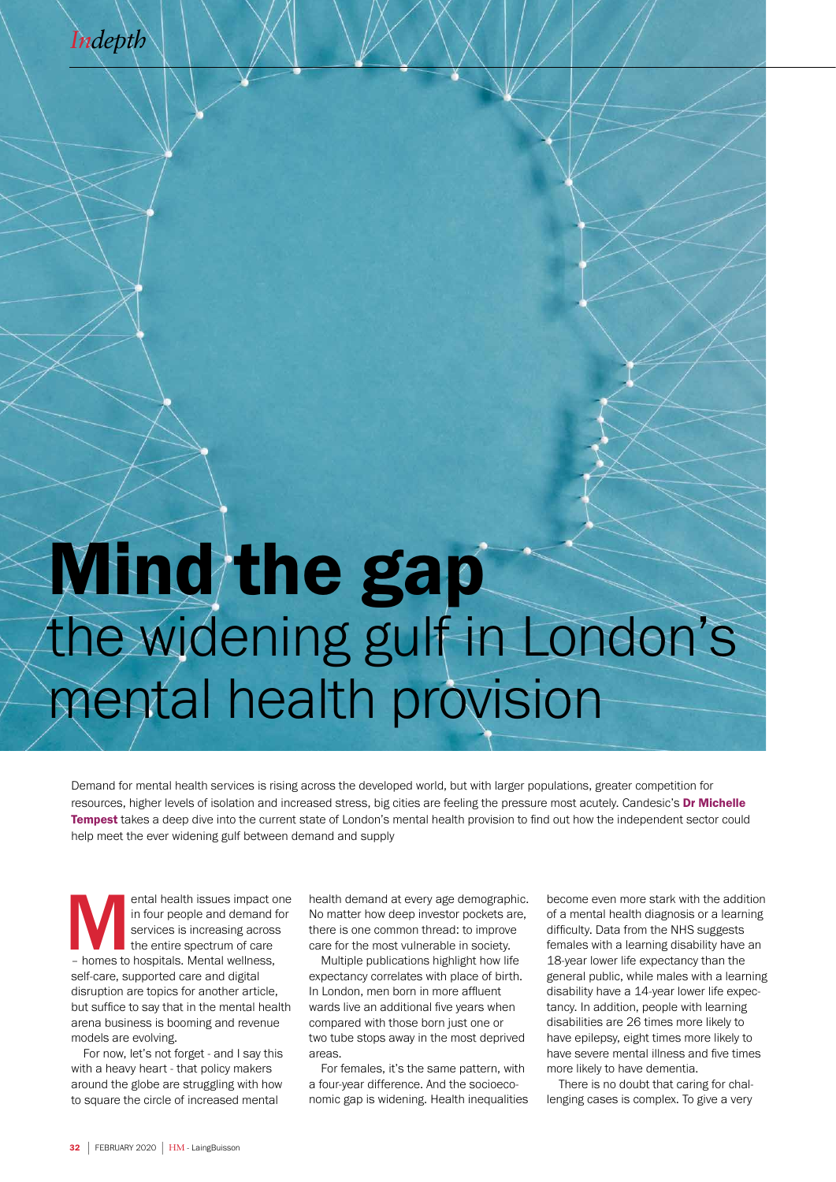# Mind the gap
## the widening gulf in London's mental health provision

Demand for mental health services is rising across the developed world, but with larger populations, greater competition for resources, higher levels of isolation and increased stress, big cities are feeling the pressure most acutely. Candesic's **Dr Michelle Tempest** takes a deep dive into the current state of London's mental health provision to find out how the independent sector could help meet the ever widening gulf between demand and supply

Mental health issues impact one in four people and demand for services is increasing across the entire spectrum of care – homes to hospitals. Mental wellness, self-care, supported care and digital disruption are topics for another article, but suffice to say that in the mental health arena business is booming and revenue models are evolving.

For now, let's not forget - and I say this with a heavy heart - that policy makers around the globe are struggling with how to square the circle of increased mental health demand at every age demographic. No matter how deep investor pockets are, there is one common thread: to improve care for the most vulnerable in society.

Multiple publications highlight how life expectancy correlates with place of birth. In London, men born in more affluent wards live an additional five years when compared with those born just one or two tube stops away in the most deprived areas.

For females, it's the same pattern, with a four-year difference. And the socioeconomic gap is widening. Health inequalities become even more stark with the addition of a mental health diagnosis or a learning difficulty. Data from the NHS suggests females with a learning disability have an 18-year lower life expectancy than the general public, while males with a learning disability have a 14-year lower life expectancy. In addition, people with learning disabilities are 26 times more likely to have epilepsy, eight times more likely to have severe mental illness and five times more likely to have dementia.

There is no doubt that caring for challenging cases is complex. To give a very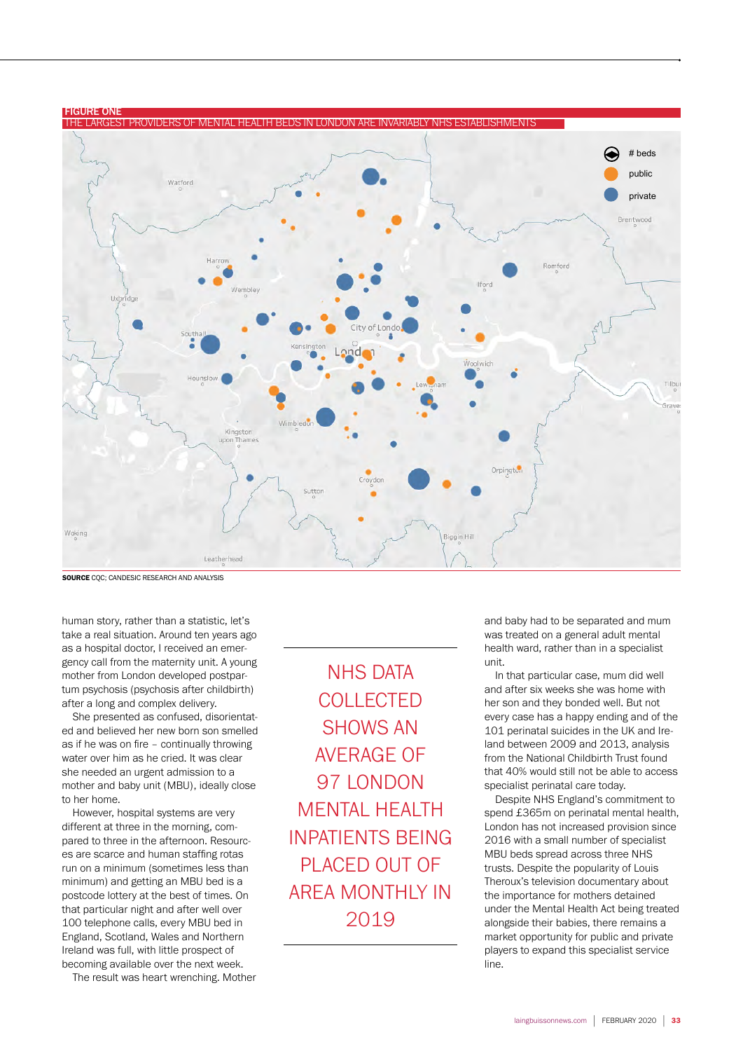**FIGURE ONE**

THE LARGEST PROVIDERS OF MENTAL HEALTH BEDS IN LONDON ARE INVARIABLY NHS ESTABLISHMENTS

**SOURCE** CQC; CANDESIC RESEARCH AND ANALYSIS

human story, rather than a statistic, let's take a real situation. Around ten years ago as a hospital doctor, I received an emergency call from the maternity unit. A young mother from London developed postpartum psychosis (psychosis after childbirth) after a long and complex delivery.

She presented as confused, disorientated and believed her new born son smelled as if he was on fire – continually throwing water over him as he cried. It was clear she needed an urgent admission to a mother and baby unit (MBU), ideally close to her home.

However, hospital systems are very different at three in the morning, compared to three in the afternoon. Resources are scarce and human staffing rotas run on a minimum (sometimes less than minimum) and getting an MBU bed is a postcode lottery at the best of times. On that particular night and after well over 100 telephone calls, every MBU bed in England, Scotland, Wales and Northern Ireland was full, with little prospect of becoming available over the next week.

The result was heart wrenching. Mother and baby had to be separated and mum was treated on a general adult mental health ward, rather than in a specialist unit.

In that particular case, mum did well and after six weeks she was home with her son and they bonded well. But not every case has a happy ending and of the 101 perinatal suicides in the UK and Ireland between 2009 and 2013, analysis from the National Childbirth Trust found that 40% would still not be able to access specialist perinatal care today.

Despite NHS England's commitment to spend £365m on perinatal mental health, London has not increased provision since 2016 with a small number of specialist MBU beds spread across three NHS trusts. Despite the popularity of Louis Theroux's television documentary about the importance for mothers detained under the Mental Health Act being treated alongside their babies, there remains a market opportunity for public and private players to expand this specialist service line.

> NHS DATA COLLECTED SHOWS AN AVERAGE OF 97 LONDON MENTAL HEALTH INPATIENTS BEING PLACED OUT OF AREA MONTHLY IN 2019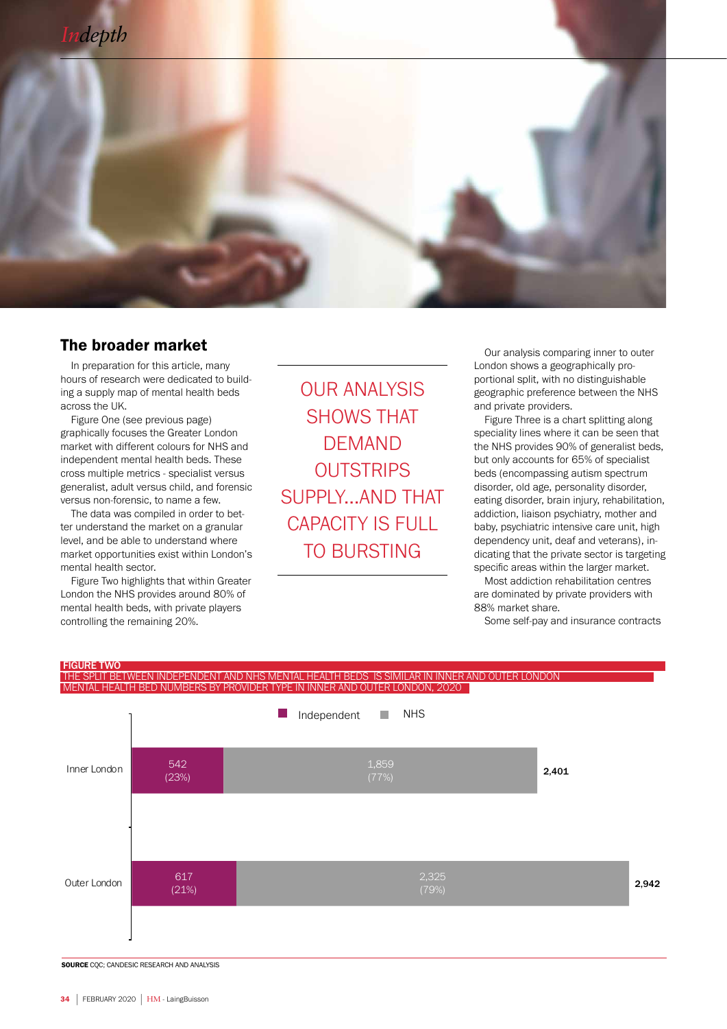## The broader market

In preparation for this article, many hours of research were dedicated to building a supply map of mental health beds across the UK.

Figure One (see previous page) graphically focuses the Greater London market with different colours for NHS and independent mental health beds. These cross multiple metrics - specialist versus generalist, adult versus child, and forensic versus non-forensic, to name a few.

The data was compiled in order to better understand the market on a granular level, and be able to understand where market opportunities exist within London's mental health sector.

Figure Two highlights that within Greater London the NHS provides around 80% of mental health beds, with private players controlling the remaining 20%.

OUR ANALYSIS SHOWS THAT DEMAND OUTSTRIPS SUPPLY...AND THAT CAPACITY IS FULL TO BURSTING

Our analysis comparing inner to outer London shows a geographically proportional split, with no distinguishable geographic preference between the NHS and private providers.

Figure Three is a chart splitting along speciality lines where it can be seen that the NHS provides 90% of generalist beds, but only accounts for 65% of specialist beds (encompassing autism spectrum disorder, old age, personality disorder, eating disorder, brain injury, rehabilitation, addiction, liaison psychiatry, mother and baby, psychiatric intensive care unit, high dependency unit, deaf and veterans), indicating that the private sector is targeting specific areas within the larger market.

Most addiction rehabilitation centres are dominated by private providers with 88% market share.

Some self-pay and insurance contracts

**FIGURE TWO**

THE SPLIT BETWEEN INDEPENDENT AND NHS MENTAL HEALTH BEDS IS SIMILAR IN INNER AND OUTER LONDON

MENTAL HEALTH BED NUMBERS BY PROVIDER TYPE IN INNER AND OUTER LONDON, 2020

| | Independent | NHS | Total |
|---|---|---|---|
| Inner London | 542 (23%) | 1,859 (77%) | 2,401 |
| Outer London | 617 (21%) | 2,325 (79%) | 2,942 |

**SOURCE** CQC; CANDESIC RESEARCH AND ANALYSIS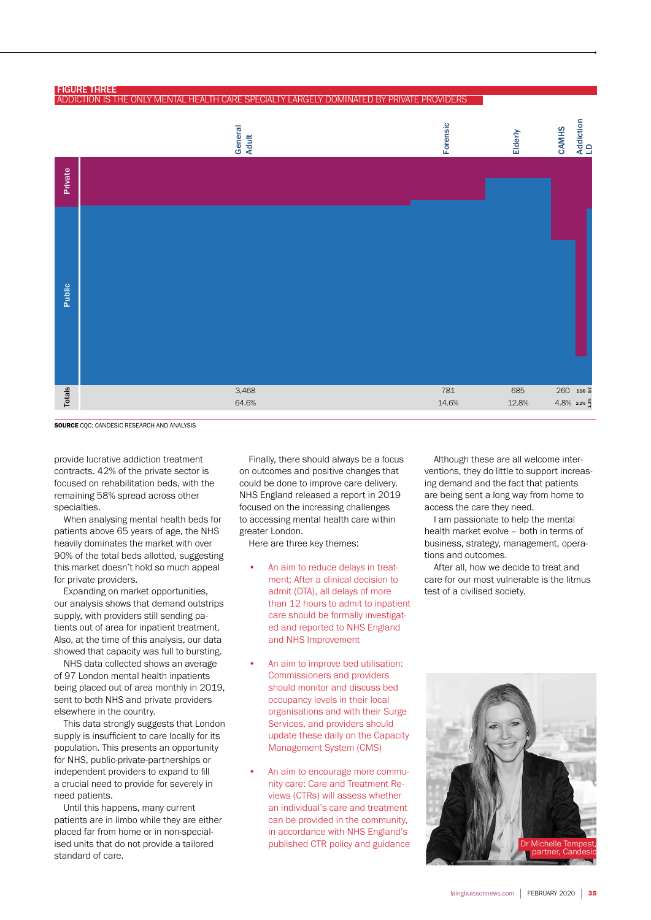FIGURE THREE
ADDICTION IS THE ONLY MENTAL HEALTH CARE SPECIALTY LARGELY DOMINATED BY PRIVATE PROVIDERS

General Adult
Forensic
Elderly
CAMHS
Addiction
LD

Private
Public
Totals

3,468
64.6%

781
14.6%

685
12.8%

260
4.8%

116
2.2%

57
1.1%

**SOURCE** CQC; CANDESIC RESEARCH AND ANALYSIS

provide lucrative addiction treatment contracts. 42% of the private sector is focused on rehabilitation beds, with the remaining 58% spread across other specialties.

When analysing mental health beds for patients above 65 years of age, the NHS heavily dominates the market with over 90% of the total beds allotted, suggesting this market doesn't hold so much appeal for private providers.

Expanding on market opportunities, our analysis shows that demand outstrips supply, with providers still sending patients out of area for inpatient treatment. Also, at the time of this analysis, our data showed that capacity was full to bursting.

NHS data collected shows an average of 97 London mental health inpatients being placed out of area monthly in 2019, sent to both NHS and private providers elsewhere in the country.

This data strongly suggests that London supply is insufficient to care locally for its population. This presents an opportunity for NHS, public-private-partnerships or independent providers to expand to fill a crucial need to provide for severely in need patients.

Until this happens, many current patients are in limbo while they are either placed far from home or in non-specialised units that do not provide a tailored standard of care.

Finally, there should always be a focus on outcomes and positive changes that could be done to improve care delivery. NHS England released a report in 2019 focused on the increasing challenges to accessing mental health care within greater London.

Here are three key themes:

- An aim to reduce delays in treatment: After a clinical decision to admit (DTA), all delays of more than 12 hours to admit to inpatient care should be formally investigated and reported to NHS England and NHS Improvement

- An aim to improve bed utilisation: Commissioners and providers should monitor and discuss bed occupancy levels in their local organisations and with their Surge Services, and providers should update these daily on the Capacity Management System (CMS)

- An aim to encourage more community care: Care and Treatment Reviews (CTRs) will assess whether an individual's care and treatment can be provided in the community, in accordance with NHS England's published CTR policy and guidance

Although these are all welcome interventions, they do little to support increasing demand and the fact that patients are being sent a long way from home to access the care they need.

I am passionate to help the mental health market evolve – both in terms of business, strategy, management, operations and outcomes.

After all, how we decide to treat and care for our most vulnerable is the litmus test of a civilised society.

Dr Michelle Tempest, partner, Candesic